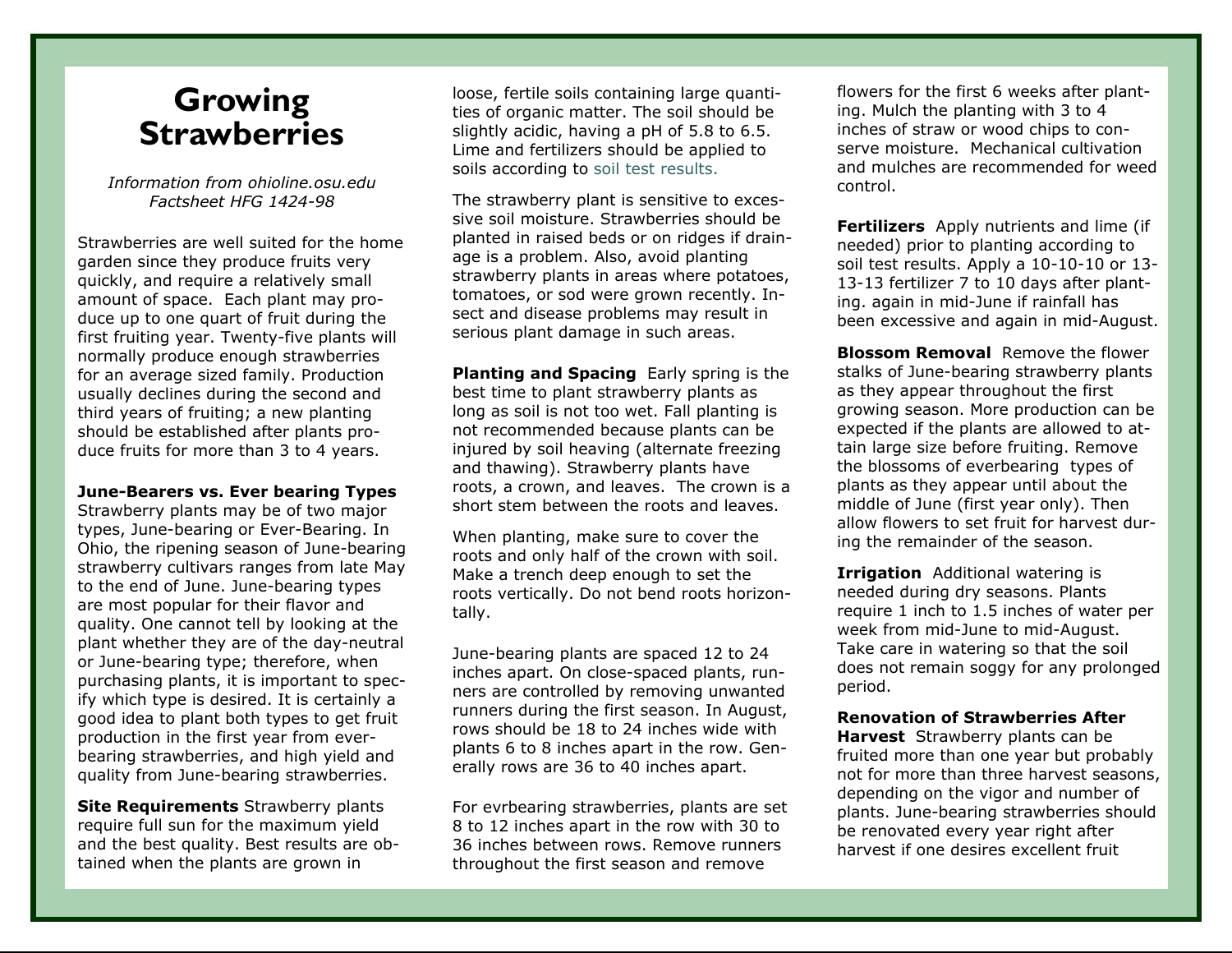# Growing Strawberries

*Information from ohioline.osu.edu*
*Factsheet HFG 1424-98*

Strawberries are well suited for the home garden since they produce fruits very quickly, and require a relatively small amount of space. Each plant may produce up to one quart of fruit during the first fruiting year. Twenty-five plants will normally produce enough strawberries for an average sized family. Production usually declines during the second and third years of fruiting; a new planting should be established after plants produce fruits for more than 3 to 4 years.

**June-Bearers vs. Ever bearing Types**
Strawberry plants may be of two major types, June-bearing or Ever-Bearing. In Ohio, the ripening season of June-bearing strawberry cultivars ranges from late May to the end of June. June-bearing types are most popular for their flavor and quality. One cannot tell by looking at the plant whether they are of the day-neutral or June-bearing type; therefore, when purchasing plants, it is important to specify which type is desired. It is certainly a good idea to plant both types to get fruit production in the first year from everbearing strawberries, and high yield and quality from June-bearing strawberries.

**Site Requirements** Strawberry plants require full sun for the maximum yield and the best quality. Best results are obtained when the plants are grown in loose, fertile soils containing large quantities of organic matter. The soil should be slightly acidic, having a pH of 5.8 to 6.5. Lime and fertilizers should be applied to soils according to soil test results.

The strawberry plant is sensitive to excessive soil moisture. Strawberries should be planted in raised beds or on ridges if drainage is a problem. Also, avoid planting strawberry plants in areas where potatoes, tomatoes, or sod were grown recently. Insect and disease problems may result in serious plant damage in such areas.

**Planting and Spacing** Early spring is the best time to plant strawberry plants as long as soil is not too wet. Fall planting is not recommended because plants can be injured by soil heaving (alternate freezing and thawing). Strawberry plants have roots, a crown, and leaves. The crown is a short stem between the roots and leaves.

When planting, make sure to cover the roots and only half of the crown with soil. Make a trench deep enough to set the roots vertically. Do not bend roots horizontally.

June-bearing plants are spaced 12 to 24 inches apart. On close-spaced plants, runners are controlled by removing unwanted runners during the first season. In August, rows should be 18 to 24 inches wide with plants 6 to 8 inches apart in the row. Generally rows are 36 to 40 inches apart.

For evrbearing strawberries, plants are set 8 to 12 inches apart in the row with 30 to 36 inches between rows. Remove runners throughout the first season and remove flowers for the first 6 weeks after planting. Mulch the planting with 3 to 4 inches of straw or wood chips to conserve moisture. Mechanical cultivation and mulches are recommended for weed control.

**Fertilizers** Apply nutrients and lime (if needed) prior to planting according to soil test results. Apply a 10-10-10 or 13-13-13 fertilizer 7 to 10 days after planting. again in mid-June if rainfall has been excessive and again in mid-August.

**Blossom Removal** Remove the flower stalks of June-bearing strawberry plants as they appear throughout the first growing season. More production can be expected if the plants are allowed to attain large size before fruiting. Remove the blossoms of everbearing types of plants as they appear until about the middle of June (first year only). Then allow flowers to set fruit for harvest during the remainder of the season.

**Irrigation** Additional watering is needed during dry seasons. Plants require 1 inch to 1.5 inches of water per week from mid-June to mid-August. Take care in watering so that the soil does not remain soggy for any prolonged period.

**Renovation of Strawberries After Harvest** Strawberry plants can be fruited more than one year but probably not for more than three harvest seasons, depending on the vigor and number of plants. June-bearing strawberries should be renovated every year right after harvest if one desires excellent fruit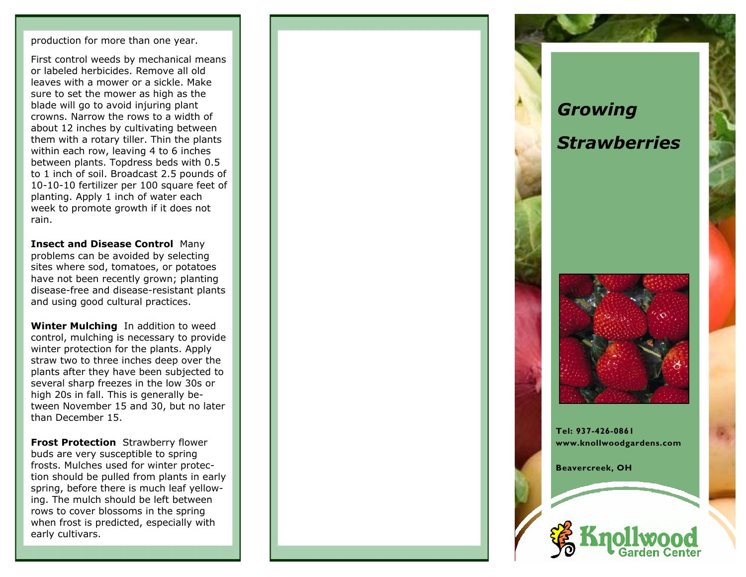production for more than one year.

First control weeds by mechanical means or labeled herbicides. Remove all old leaves with a mower or a sickle. Make sure to set the mower as high as the blade will go to avoid injuring plant crowns. Narrow the rows to a width of about 12 inches by cultivating between them with a rotary tiller. Thin the plants within each row, leaving 4 to 6 inches between plants. Topdress beds with 0.5 to 1 inch of soil. Broadcast 2.5 pounds of 10-10-10 fertilizer per 100 square feet of planting. Apply 1 inch of water each week to promote growth if it does not rain.

**Insect and Disease Control** Many problems can be avoided by selecting sites where sod, tomatoes, or potatoes have not been recently grown; planting disease-free and disease-resistant plants and using good cultural practices.

**Winter Mulching** In addition to weed control, mulching is necessary to provide winter protection for the plants. Apply straw two to three inches deep over the plants after they have been subjected to several sharp freezes in the low 30s or high 20s in fall. This is generally between November 15 and 30, but no later than December 15.

**Frost Protection** Strawberry flower buds are very susceptible to spring frosts. Mulches used for winter protection should be pulled from plants in early spring, before there is much leaf yellowing. The mulch should be left between rows to cover blossoms in the spring when frost is predicted, especially with early cultivars.

# *Growing Strawberries*

**Tel: 937-426-0861**
**www.knollwoodgardens.com**

**Beavercreek, OH**

Knollwood Garden Center